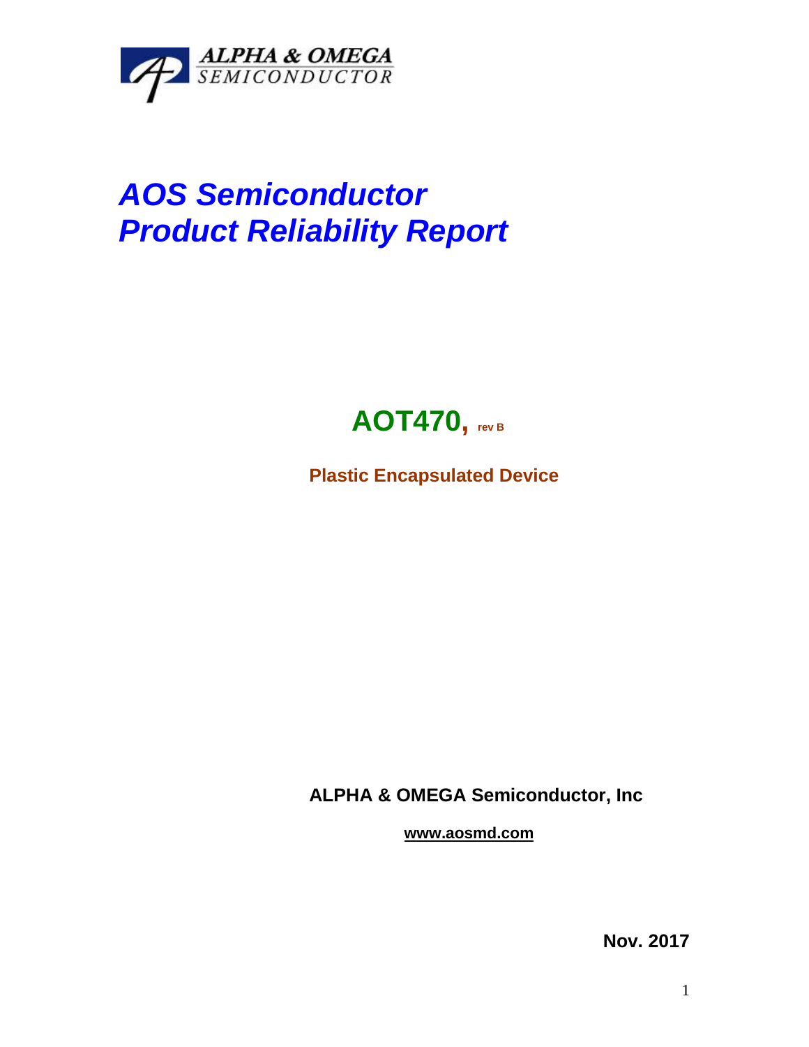ALPHA & OMEGA SEMICONDUCTOR

# *AOS Semiconductor*
# *Product Reliability Report*

## AOT470, rev B

**Plastic Encapsulated Device**

**ALPHA & OMEGA Semiconductor, Inc**

**www.aosmd.com**

**Nov. 2017**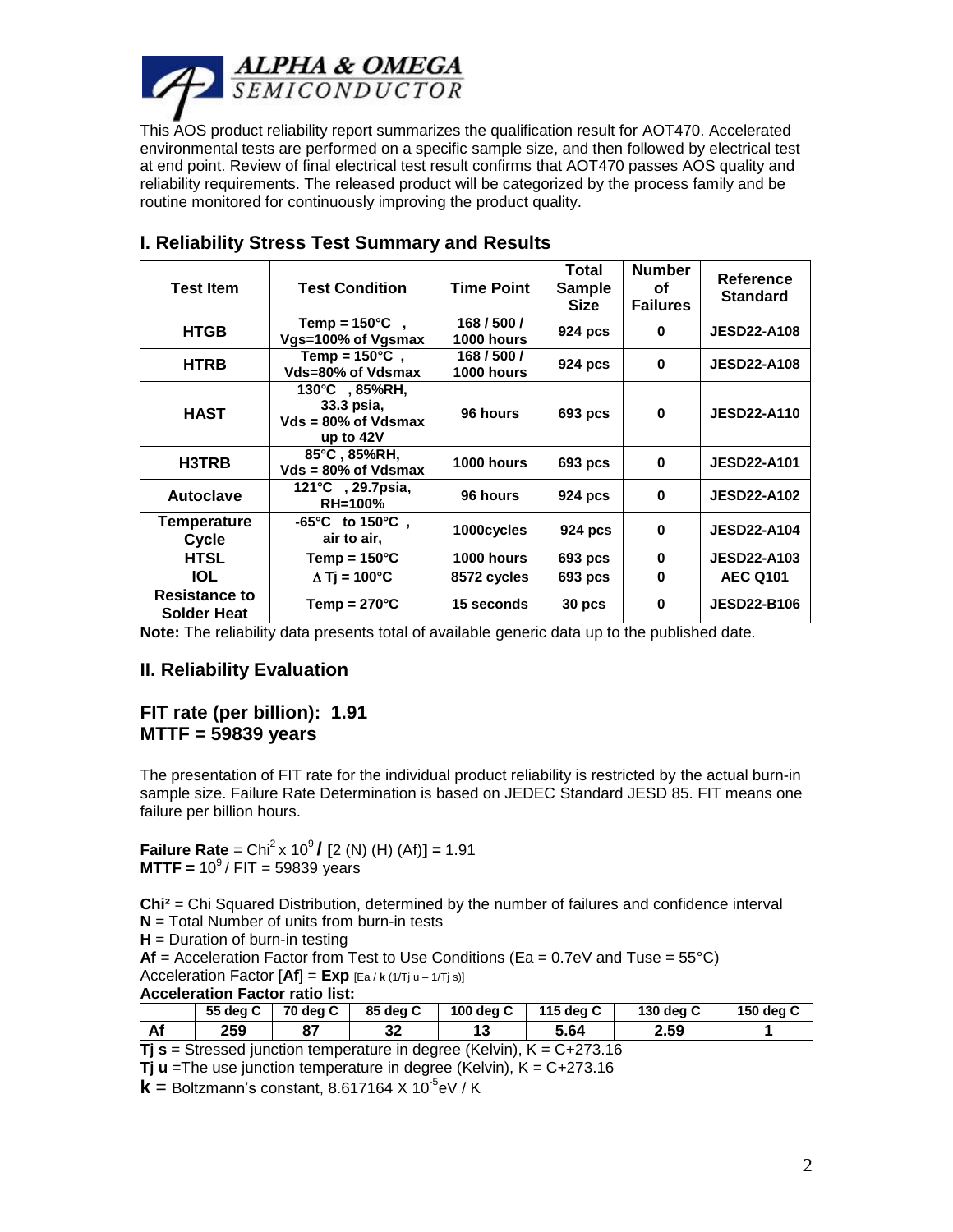ALPHA & OMEGA SEMICONDUCTOR

This AOS product reliability report summarizes the qualification result for AOT470. Accelerated environmental tests are performed on a specific sample size, and then followed by electrical test at end point. Review of final electrical test result confirms that AOT470 passes AOS quality and reliability requirements. The released product will be categorized by the process family and be routine monitored for continuously improving the product quality.

## I. Reliability Stress Test Summary and Results

| Test Item | Test Condition | Time Point | Total Sample Size | Number of Failures | Reference Standard |
|---|---|---|---|---|---|
| **HTGB** | **Temp = 150°C , Vgs=100% of Vgsmax** | **168 / 500 / 1000 hours** | **924 pcs** | **0** | **JESD22-A108** |
| **HTRB** | **Temp = 150°C , Vds=80% of Vdsmax** | **168 / 500 / 1000 hours** | **924 pcs** | **0** | **JESD22-A108** |
| **HAST** | **130°C , 85%RH, 33.3 psia, Vds = 80% of Vdsmax up to 42V** | **96 hours** | **693 pcs** | **0** | **JESD22-A110** |
| **H3TRB** | **85°C , 85%RH, Vds = 80% of Vdsmax** | **1000 hours** | **693 pcs** | **0** | **JESD22-A101** |
| **Autoclave** | **121°C , 29.7psia, RH=100%** | **96 hours** | **924 pcs** | **0** | **JESD22-A102** |
| **Temperature Cycle** | **-65°C to 150°C , air to air,** | **1000cycles** | **924 pcs** | **0** | **JESD22-A104** |
| **HTSL** | **Temp = 150°C** | **1000 hours** | **693 pcs** | **0** | **JESD22-A103** |
| **IOL** | **$\Delta$ Tj = 100°C** | **8572 cycles** | **693 pcs** | **0** | **AEC Q101** |
| **Resistance to Solder Heat** | **Temp = 270°C** | **15 seconds** | **30 pcs** | **0** | **JESD22-B106** |

**Note:** The reliability data presents total of available generic data up to the published date.

## II. Reliability Evaluation

### FIT rate (per billion): 1.91
### MTTF = 59839 years

The presentation of FIT rate for the individual product reliability is restricted by the actual burn-in sample size. Failure Rate Determination is based on JEDEC Standard JESD 85. FIT means one failure per billion hours.

**Failure Rate** = $Chi^2 \times 10^9$ **/ [**2 (N) (H) (Af)**] =** 1.91
**MTTF =** $10^9$ / FIT = 59839 years

**Chi²** = Chi Squared Distribution, determined by the number of failures and confidence interval
**N** = Total Number of units from burn-in tests
**H** = Duration of burn-in testing
**Af** = Acceleration Factor from Test to Use Conditions (Ea = 0.7eV and Tuse = 55°C)
Acceleration Factor [**Af**] = **Exp** [Ea / **k** (1/Tj u – 1/Tj s)]

**Acceleration Factor ratio list:**

| | 55 deg C | 70 deg C | 85 deg C | 100 deg C | 115 deg C | 130 deg C | 150 deg C |
|---|---|---|---|---|---|---|---|
| **Af** | **259** | **87** | **32** | **13** | **5.64** | **2.59** | **1** |

**Tj s** = Stressed junction temperature in degree (Kelvin), K = C+273.16
**Tj u** =The use junction temperature in degree (Kelvin), K = C+273.16
**k** = Boltzmann's constant, 8.617164 X $10^{-5}$eV / K